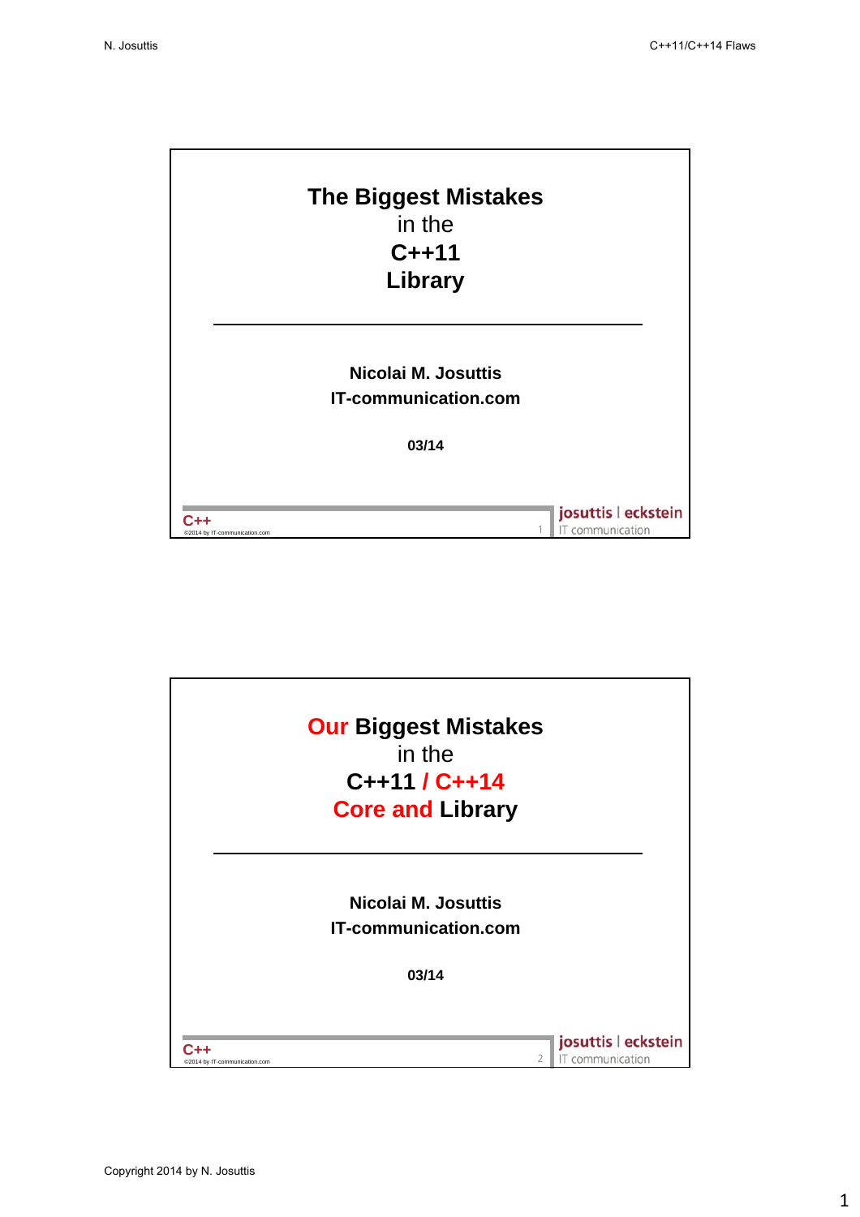# The Biggest Mistakes in the C++11 Library

**Nicolai M. Josuttis**
**IT-communication.com**

**03/14**

C++
©2014 by IT-communication.com

josuttis | eckstein
IT communication

---

# Our Biggest Mistakes in the C++11 / C++14 Core and Library

**Nicolai M. Josuttis**
**IT-communication.com**

**03/14**

C++
©2014 by IT-communication.com

josuttis | eckstein
IT communication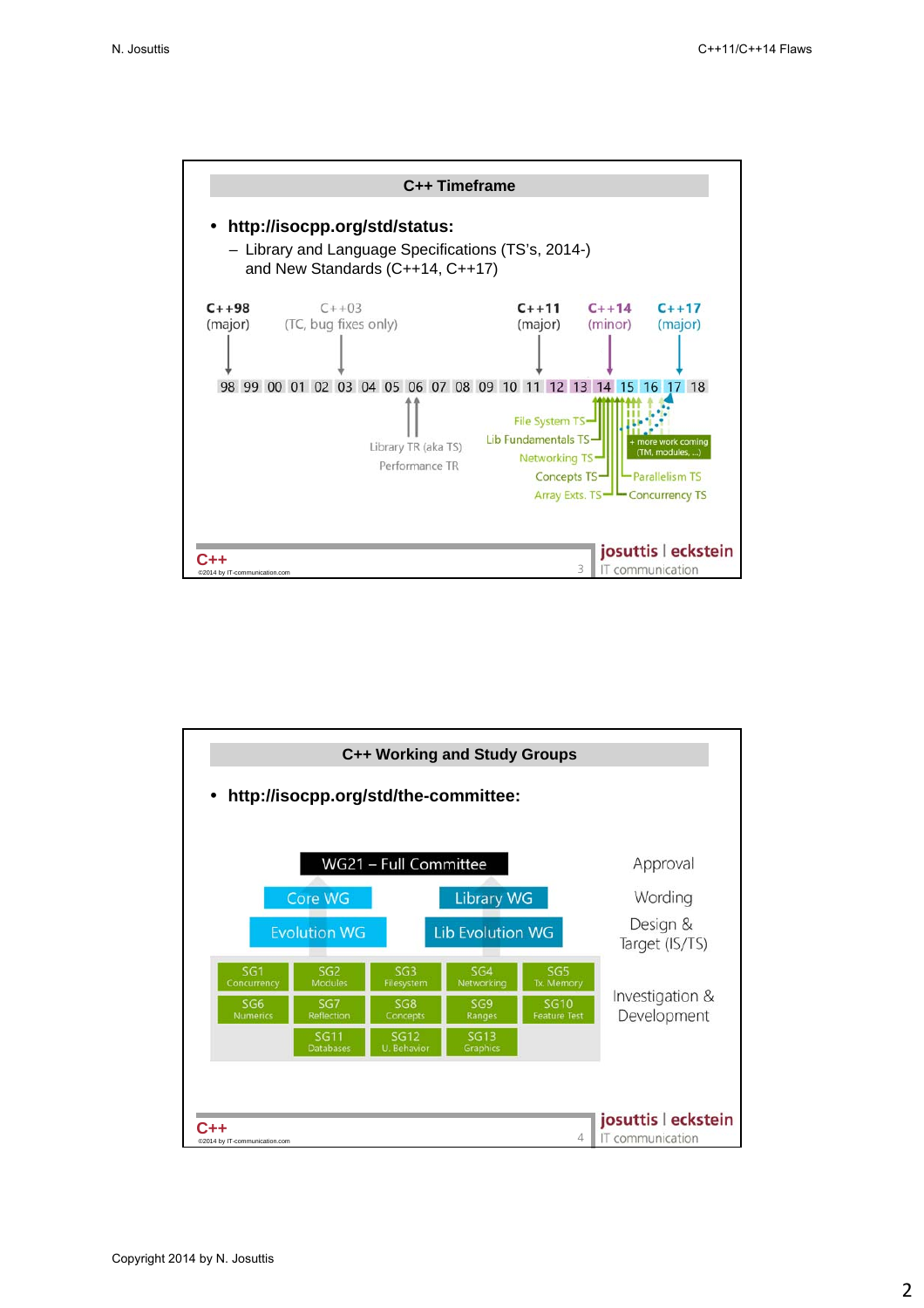## C++ Timeframe

- **http://isocpp.org/std/status:**
  - Library and Language Specifications (TS's, 2014-) and New Standards (C++14, C++17)

C++98 (major) — C++03 (TC, bug fixes only) — C++11 (major) — C++14 (minor) — C++17 (major)

98 99 00 01 02 03 04 05 06 07 08 09 10 11 12 13 14 15 16 17 18

Library TR (aka TS), Performance TR

File System TS, Lib Fundamentals TS, Networking TS, Concepts TS, Array Exts. TS, Parallelism TS, Concurrency TS, + more work coming (TM, modules, ...)

## C++ Working and Study Groups

- **http://isocpp.org/std/the-committee:**

| Group | Role |
|---|---|
| WG21 – Full Committee | Approval |
| Core WG, Library WG | Wording |
| Evolution WG, Lib Evolution WG | Design & Target (IS/TS) |
| SG1 Concurrency, SG2 Modules, SG3 Filesystem, SG4 Networking, SG5 Tx. Memory, SG6 Numerics, SG7 Reflection, SG8 Concepts, SG9 Ranges, SG10 Feature Test, SG11 Databases, SG12 U. Behavior, SG13 Graphics | Investigation & Development |

Copyright 2014 by N. Josuttis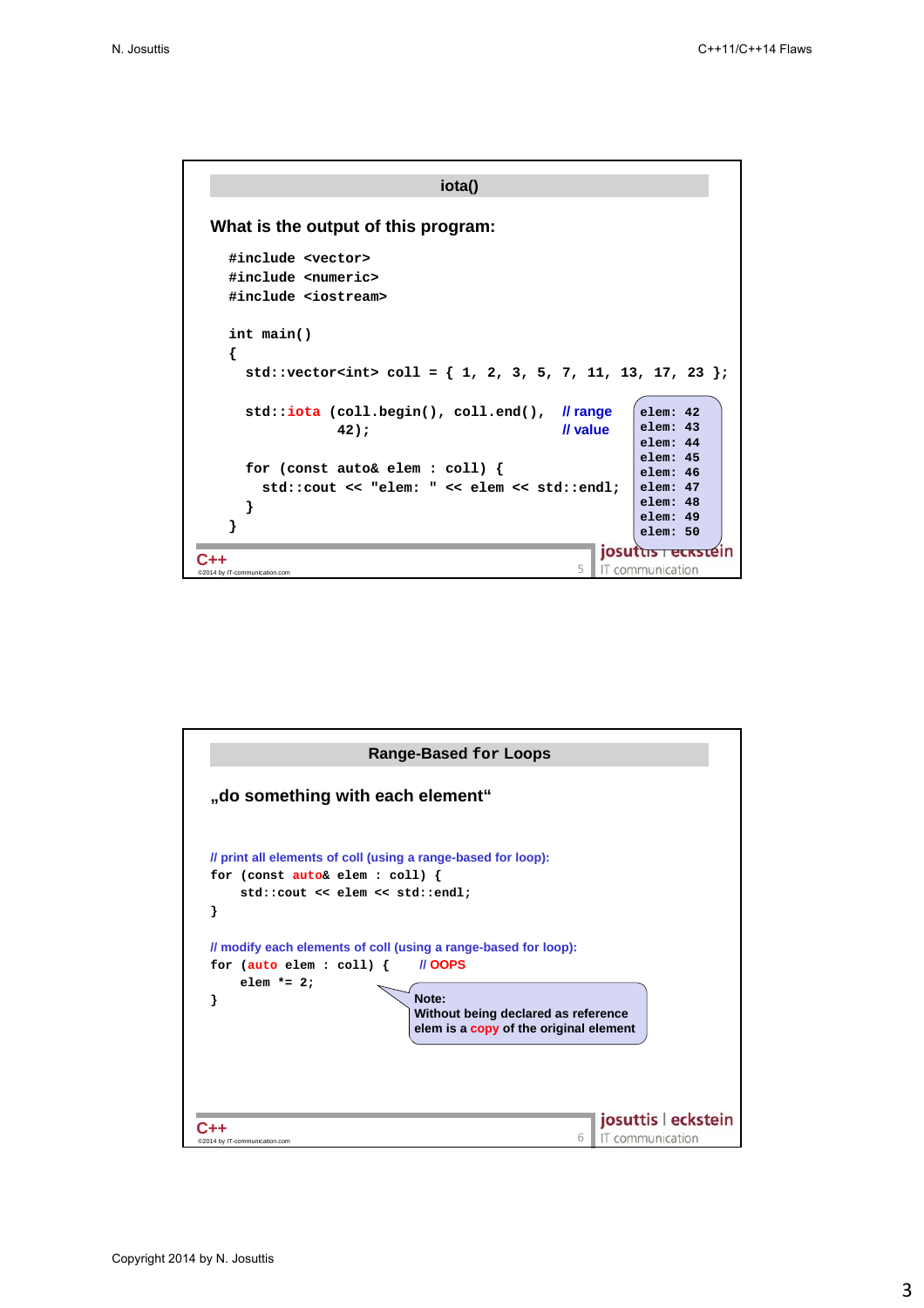## iota()

**What is the output of this program:**

```
#include <vector>
#include <numeric>
#include <iostream>

int main()
{
  std::vector<int> coll = { 1, 2, 3, 5, 7, 11, 13, 17, 23 };

  std::iota (coll.begin(), coll.end(),    // range
             42);                          // value

  for (const auto& elem : coll) {
    std::cout << "elem: " << elem << std::endl;
  }
}
```

```
elem: 42
elem: 43
elem: 44
elem: 45
elem: 46
elem: 47
elem: 48
elem: 49
elem: 50
```

## Range-Based for Loops

**„do something with each element“**

```
// print all elements of coll (using a range-based for loop):
for (const auto& elem : coll) {
    std::cout << elem << std::endl;
}

// modify each elements of coll (using a range-based for loop):
for (auto elem : coll) {    // OOPS
    elem *= 2;
}
```

**Note:**
**Without being declared as reference elem is a copy of the original element**

Copyright 2014 by N. Josuttis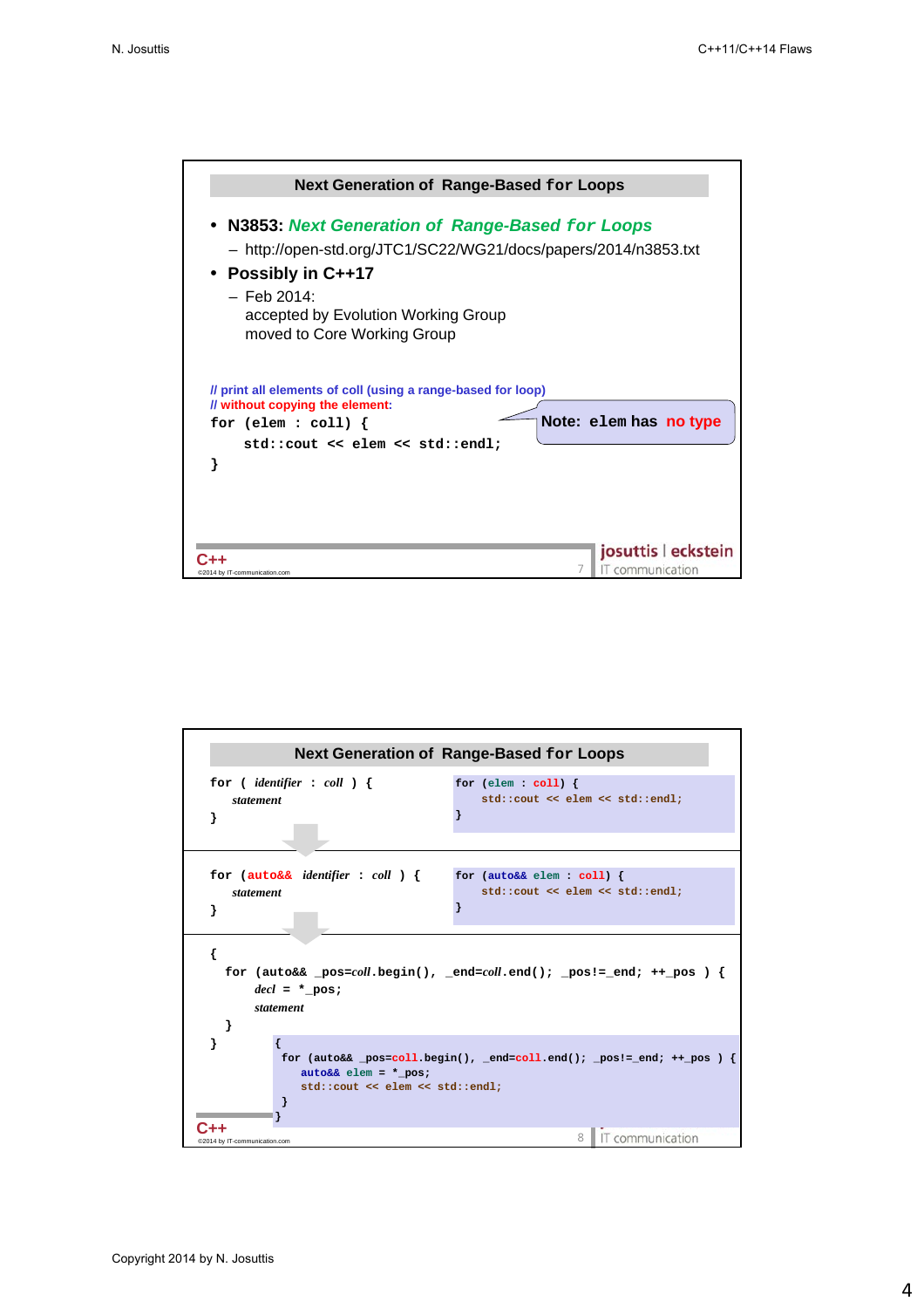## Next Generation of Range-Based for Loops

- **N3853:** ***Next Generation of Range-Based for Loops***
  - http://open-std.org/JTC1/SC22/WG21/docs/papers/2014/n3853.txt
- **Possibly in C++17**
  - Feb 2014:
    accepted by Evolution Working Group
    moved to Core Working Group

```
// print all elements of coll (using a range-based for loop)
// without copying the element:
for (elem : coll) {
    std::cout << elem << std::endl;
}
```

**Note: `elem` has no type**

## Next Generation of Range-Based for Loops

```
for ( identifier : coll ) {
    statement
}
```

```
for (elem : coll) {
    std::cout << elem << std::endl;
}
```

```
for (auto&& identifier : coll ) {
    statement
}
```

```
for (auto&& elem : coll) {
    std::cout << elem << std::endl;
}
```

```
{
  for (auto&& _pos=coll.begin(), _end=coll.end(); _pos!=_end; ++_pos ) {
      decl = *_pos;
      statement
  }
}
```

```
{
  for (auto&& _pos=coll.begin(), _end=coll.end(); _pos!=_end; ++_pos ) {
      auto&& elem = *_pos;
      std::cout << elem << std::endl;
  }
}
```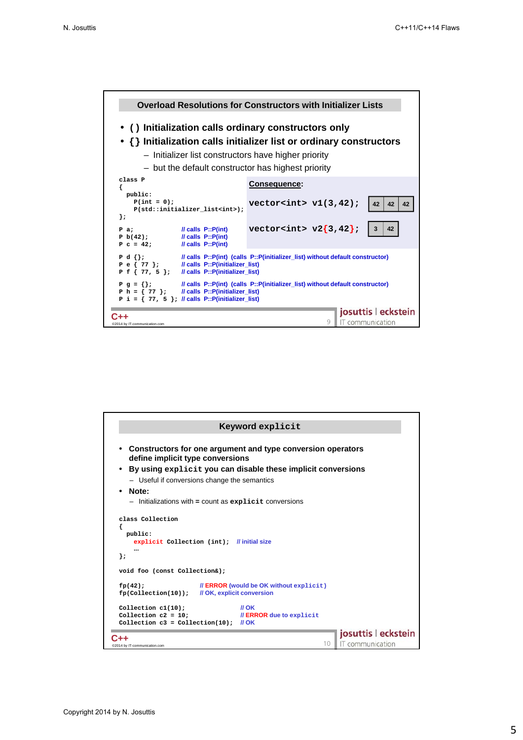## Overload Resolutions for Constructors with Initializer Lists

- **( ) Initialization calls ordinary constructors only**
- **{} Initialization calls initializer list or ordinary constructors**
  - Initializer list constructors have higher priority
  - but the default constructor has highest priority

```
class P
{
  public:
    P(int = 0);
    P(std::initializer_list<int>);
};

P a;                // calls P::P(int)
P b(42);            // calls P::P(int)
P c = 42;           // calls P::P(int)

P d {};             // calls P::P(int) (calls P::P(initializer_list) without default constructor)
P e { 77 };         // calls P::P(initializer_list)
P f { 77, 5 };      // calls P::P(initializer_list)

P g = {};           // calls P::P(int) (calls P::P(initializer_list) without default constructor)
P h = { 77 };       // calls P::P(initializer_list)
P i = { 77, 5 };    // calls P::P(initializer_list)
```

**Consequence:**

```
vector<int> v1(3,42);
```

| 42 | 42 | 42 |
|---|---|---|

```
vector<int> v2{3,42};
```

| 3 | 42 |
|---|---|

©2014 by IT-communication.com

## Keyword explicit

- **Constructors for one argument and type conversion operators define implicit type conversions**
- **By using `explicit` you can disable these implicit conversions**
  - Useful if conversions change the semantics
- **Note:**
  - Initializations with **=** count as **`explicit`** conversions

```
class Collection
{
  public:
    explicit Collection (int);   // initial size
    …
};

void foo (const Collection&);

fp(42);                  // ERROR (would be OK without explicit)
fp(Collection(10));      // OK, explicit conversion

Collection c1(10);                // OK
Collection c2 = 10;               // ERROR due to explicit
Collection c3 = Collection(10);   // OK
```

©2014 by IT-communication.com

Copyright 2014 by N. Josuttis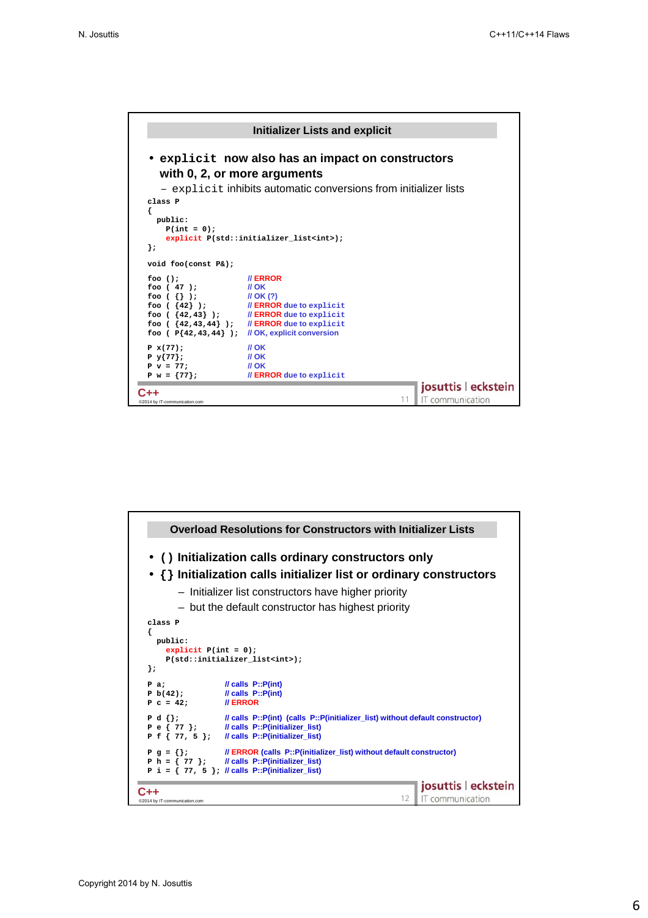## Initializer Lists and explicit

- `explicit` now also has an impact on constructors with 0, 2, or more arguments
  - `explicit` inhibits automatic conversions from initializer lists

```
class P
{
  public:
    P(int = 0);
    explicit P(std::initializer_list<int>);
};

void foo(const P&);

foo ();                   // ERROR
foo ( 47 );               // OK
foo ( {} );               // OK (?)
foo ( {42} );             // ERROR due to explicit
foo ( {42,43} );          // ERROR due to explicit
foo ( {42,43,44} );       // ERROR due to explicit
foo ( P{42,43,44} );      // OK, explicit conversion

P x(77);                  // OK
P y{77};                  // OK
P v = 77;                 // OK
P w = {77};               // ERROR due to explicit
```

## Overload Resolutions for Constructors with Initializer Lists

- ( ) Initialization calls ordinary constructors only
- { } Initialization calls initializer list or ordinary constructors
  - Initializer list constructors have higher priority
  - but the default constructor has highest priority

```
class P
{
  public:
    explicit P(int = 0);
    P(std::initializer_list<int>);
};

P a;                 // calls P::P(int)
P b(42);             // calls P::P(int)
P c = 42;            // ERROR

P d {};              // calls P::P(int) (calls P::P(initializer_list) without default constructor)
P e { 77 };          // calls P::P(initializer_list)
P f { 77, 5 };       // calls P::P(initializer_list)

P g = {};            // ERROR (calls P::P(initializer_list) without default constructor)
P h = { 77 };        // calls P::P(initializer_list)
P i = { 77, 5 };     // calls P::P(initializer_list)
```

Copyright 2014 by N. Josuttis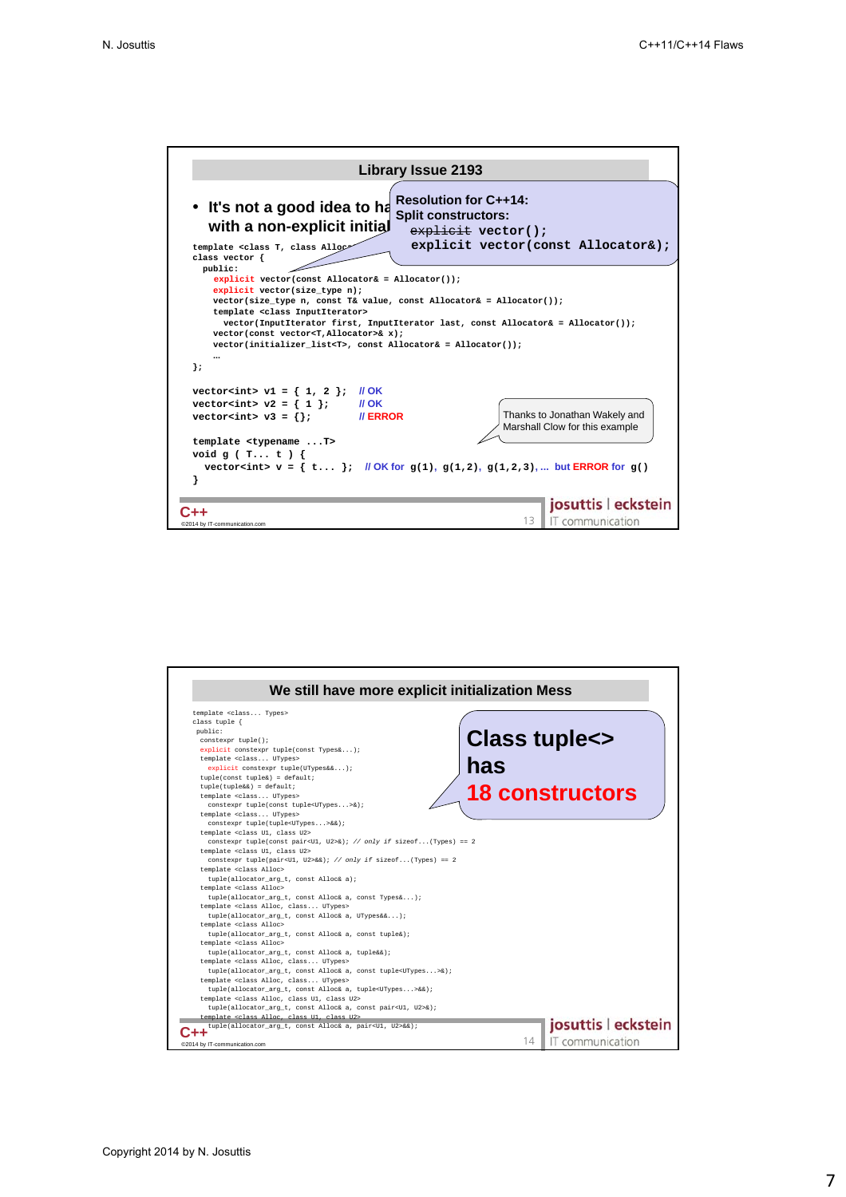## Library Issue 2193

- It's not a good idea to ha[ve a default constructor] with a non-explicit initial[izer list constructor]

> **Resolution for C++14:**
> **Split constructors:**
> ~~explicit~~ `vector();`
> `explicit vector(const Allocator&);`

```
template <class T, class Alloc…>
class vector {
  public:
    explicit vector(const Allocator& = Allocator());
    explicit vector(size_type n);
    vector(size_type n, const T& value, const Allocator& = Allocator());
    template <class InputIterator>
      vector(InputIterator first, InputIterator last, const Allocator& = Allocator());
    vector(const vector<T,Allocator>& x);
    vector(initializer_list<T>, const Allocator& = Allocator());
    …
};

vector<int> v1 = { 1, 2 };  // OK
vector<int> v2 = { 1 };     // OK
vector<int> v3 = {};        // ERROR

template <typename ...T>
void g ( T... t ) {
  vector<int> v = { t... };  // OK for g(1), g(1,2), g(1,2,3), ... but ERROR for g()
}
```

> Thanks to Jonathan Wakely and Marshall Clow for this example

## We still have more explicit initialization Mess

```
template <class... Types>
class tuple {
 public:
  constexpr tuple();
  explicit constexpr tuple(const Types&...);
  template <class... UTypes>
    explicit constexpr tuple(UTypes&&...);
  tuple(const tuple&) = default;
  tuple(tuple&&) = default;
  template <class... UTypes>
    constexpr tuple(const tuple<UTypes...>&);
  template <class... UTypes>
    constexpr tuple(tuple<UTypes...>&&);
  template <class U1, class U2>
    constexpr tuple(const pair<U1, U2>&); // only if sizeof...(Types) == 2
  template <class U1, class U2>
    constexpr tuple(pair<U1, U2>&&); // only if sizeof...(Types) == 2
  template <class Alloc>
    tuple(allocator_arg_t, const Alloc& a);
  template <class Alloc>
    tuple(allocator_arg_t, const Alloc& a, const Types&...);
  template <class Alloc, class... UTypes>
    tuple(allocator_arg_t, const Alloc& a, UTypes&&...);
  template <class Alloc>
    tuple(allocator_arg_t, const Alloc& a, const tuple&);
  template <class Alloc>
    tuple(allocator_arg_t, const Alloc& a, tuple&&);
  template <class Alloc, class... UTypes>
    tuple(allocator_arg_t, const Alloc& a, const tuple<UTypes...>&);
  template <class Alloc, class... UTypes>
    tuple(allocator_arg_t, const Alloc& a, tuple<UTypes...>&&);
  template <class Alloc, class U1, class U2>
    tuple(allocator_arg_t, const Alloc& a, const pair<U1, U2>&);
  template <class Alloc, class U1, class U2>
    tuple(allocator_arg_t, const Alloc& a, pair<U1, U2>&&);
```

> **Class tuple<> has 18 constructors**

Copyright 2014 by N. Josuttis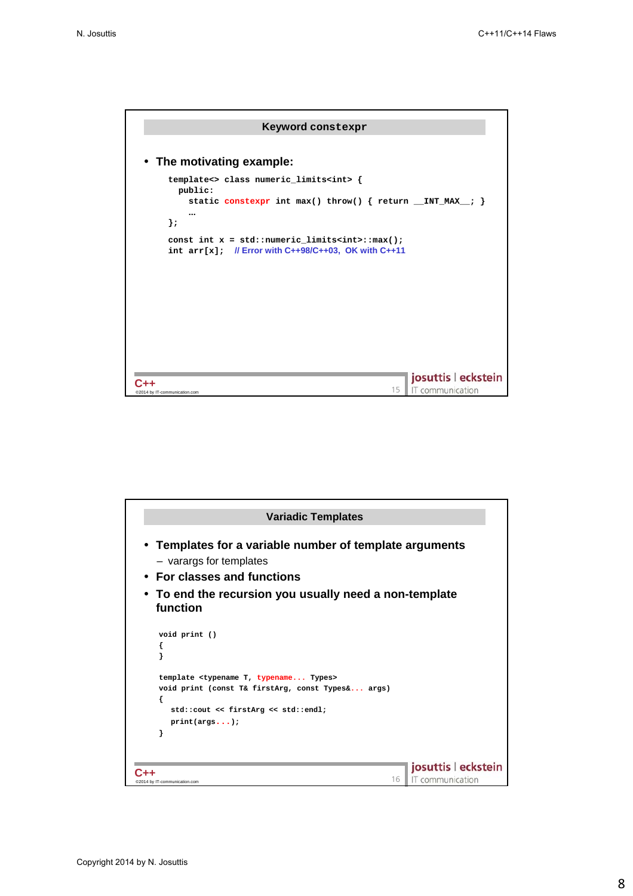## Keyword `constexpr`

- **The motivating example:**

```
template<> class numeric_limits<int> {
  public:
    static constexpr int max() throw() { return __INT_MAX__; }
    …
};

const int x = std::numeric_limits<int>::max();
int arr[x];   // Error with C++98/C++03, OK with C++11
```

## Variadic Templates

- **Templates for a variable number of template arguments**
  - varargs for templates
- **For classes and functions**
- **To end the recursion you usually need a non-template function**

```
void print ()
{
}

template <typename T, typename... Types>
void print (const T& firstArg, const Types&... args)
{
  std::cout << firstArg << std::endl;
  print(args...);
}
```

Copyright 2014 by N. Josuttis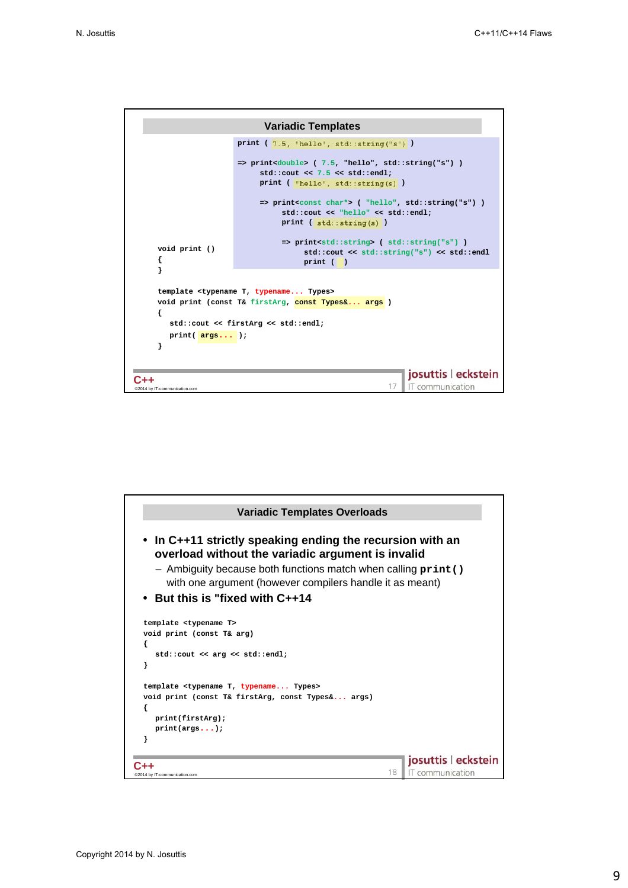## Variadic Templates

```
print ( 7.5, "hello", std::string("s") )

=> print<double> ( 7.5, "hello", std::string("s") )
     std::cout << 7.5 << std::endl;
     print ( "hello", std::string(s) )

     => print<const char*> ( "hello", std::string("s") )
          std::cout << "hello" << std::endl;
          print ( std::string(s) )

          => print<std::string> ( std::string("s") )
               std::cout << std::string("s") << std::endl
               print (  )
```

```
void print ()
{
}

template <typename T, typename... Types>
void print (const T& firstArg, const Types&... args )
{
   std::cout << firstArg << std::endl;
   print( args... );
}
```

## Variadic Templates Overloads

- **In C++11 strictly speaking ending the recursion with an overload without the variadic argument is invalid**
  - Ambiguity because both functions match when calling **`print()`** with one argument (however compilers handle it as meant)
- **But this is "fixed with C++14**

```
template <typename T>
void print (const T& arg)
{
   std::cout << arg << std::endl;
}

template <typename T, typename... Types>
void print (const T& firstArg, const Types&... args)
{
   print(firstArg);
   print(args...);
}
```

Copyright 2014 by N. Josuttis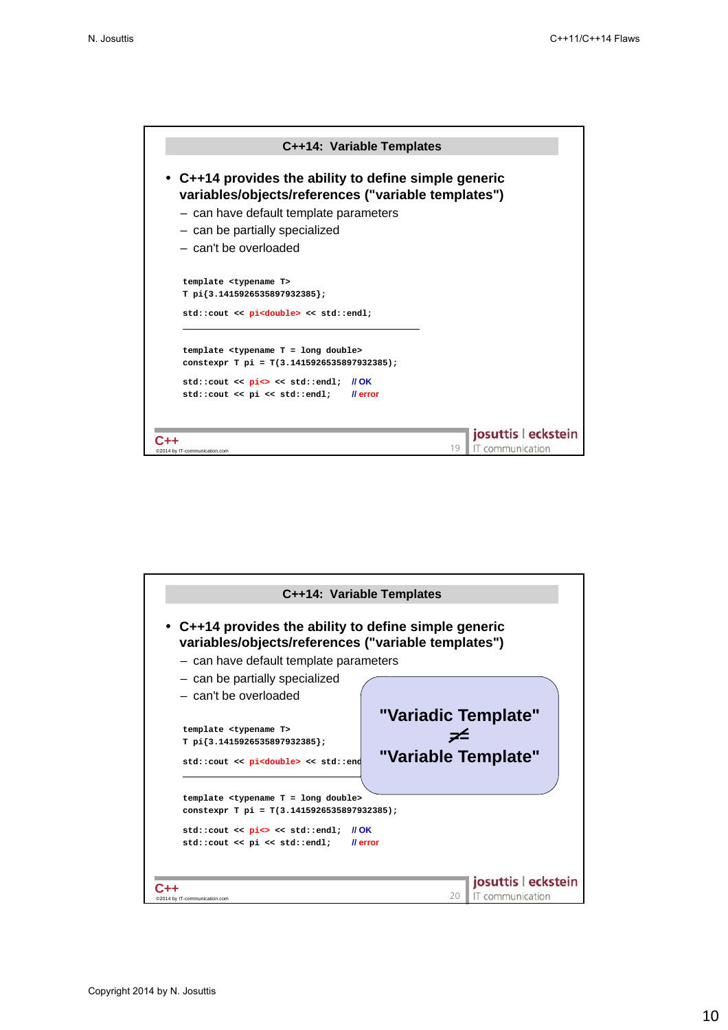## C++14: Variable Templates

- **C++14 provides the ability to define simple generic variables/objects/references ("variable templates")**
  - can have default template parameters
  - can be partially specialized
  - can't be overloaded

```
template <typename T>
T pi{3.1415926535897932385};

std::cout << pi<double> << std::endl;
```

---

```
template <typename T = long double>
constexpr T pi = T(3.1415926535897932385);

std::cout << pi<> << std::endl;   // OK
std::cout << pi << std::endl;     // error
```

## C++14: Variable Templates

- **C++14 provides the ability to define simple generic variables/objects/references ("variable templates")**
  - can have default template parameters
  - can be partially specialized
  - can't be overloaded

```
template <typename T>
T pi{3.1415926535897932385};

std::cout << pi<double> << std::endl;
```

---

```
template <typename T = long double>
constexpr T pi = T(3.1415926535897932385);

std::cout << pi<> << std::endl;   // OK
std::cout << pi << std::endl;     // error
```

**"Variadic Template" ≠ "Variable Template"**

Copyright 2014 by N. Josuttis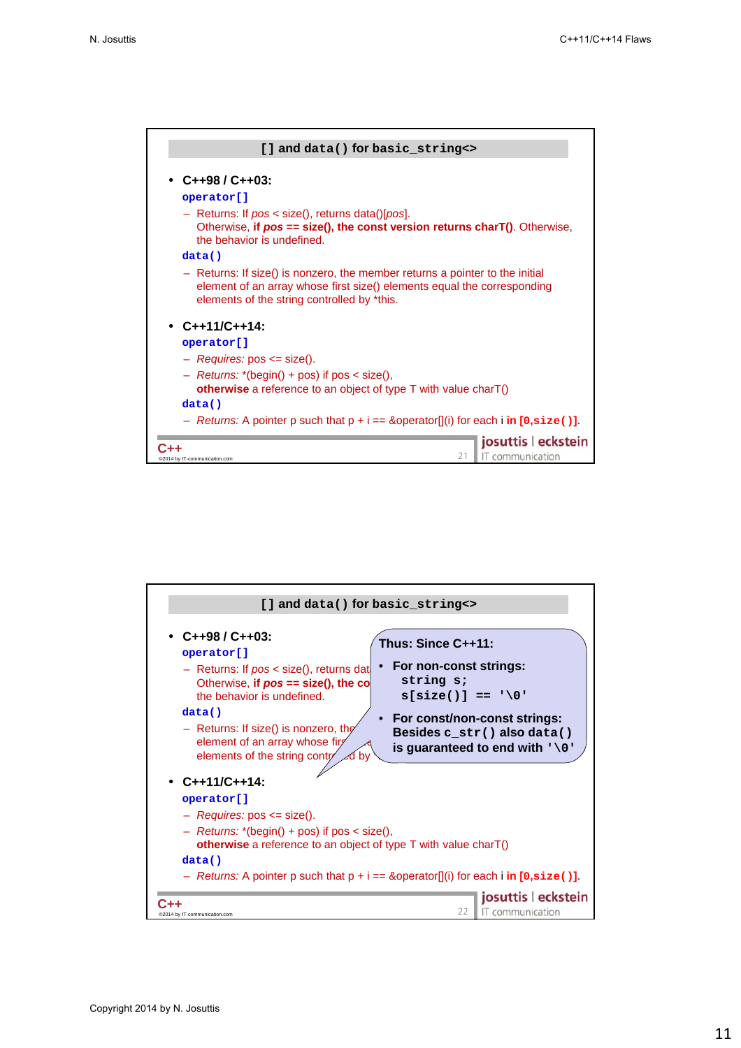## [] and data() for basic_string<>

- **C++98 / C++03:**

  `operator[]`
  - Returns: If *pos* < size(), returns data()[*pos*]. Otherwise, **if *pos* == size(), the const version returns charT()**. Otherwise, the behavior is undefined.

  `data()`
  - Returns: If size() is nonzero, the member returns a pointer to the initial element of an array whose first size() elements equal the corresponding elements of the string controlled by *this.

- **C++11/C++14:**

  `operator[]`
  - *Requires:* pos <= size().
  - *Returns:* *(begin() + pos) if pos < size(), **otherwise** a reference to an object of type T with value charT()

  `data()`
  - *Returns:* A pointer p such that p + i == &operator[](i) for each i **in [0,`size()`]**.

## [] and data() for basic_string<>

- **C++98 / C++03:**

  `operator[]`
  - Returns: If *pos* < size(), returns data()[*pos*]. Otherwise, **if *pos* == size(), the const version returns charT()**. Otherwise, the behavior is undefined.

  `data()`
  - Returns: If size() is nonzero, the member returns a pointer to the initial element of an array whose first size() elements equal the corresponding elements of the string controlled by *this.

**Thus: Since C++11:**

- **For non-const strings:**
  ```
  string s;
  s[size()] == '\0'
  ```
- **For const/non-const strings: Besides `c_str()` also `data()` is guaranteed to end with `'\0'`**

- **C++11/C++14:**

  `operator[]`
  - *Requires:* pos <= size().
  - *Returns:* *(begin() + pos) if pos < size(), **otherwise** a reference to an object of type T with value charT()

  `data()`
  - *Returns:* A pointer p such that p + i == &operator[](i) for each i **in [0,`size()`]**.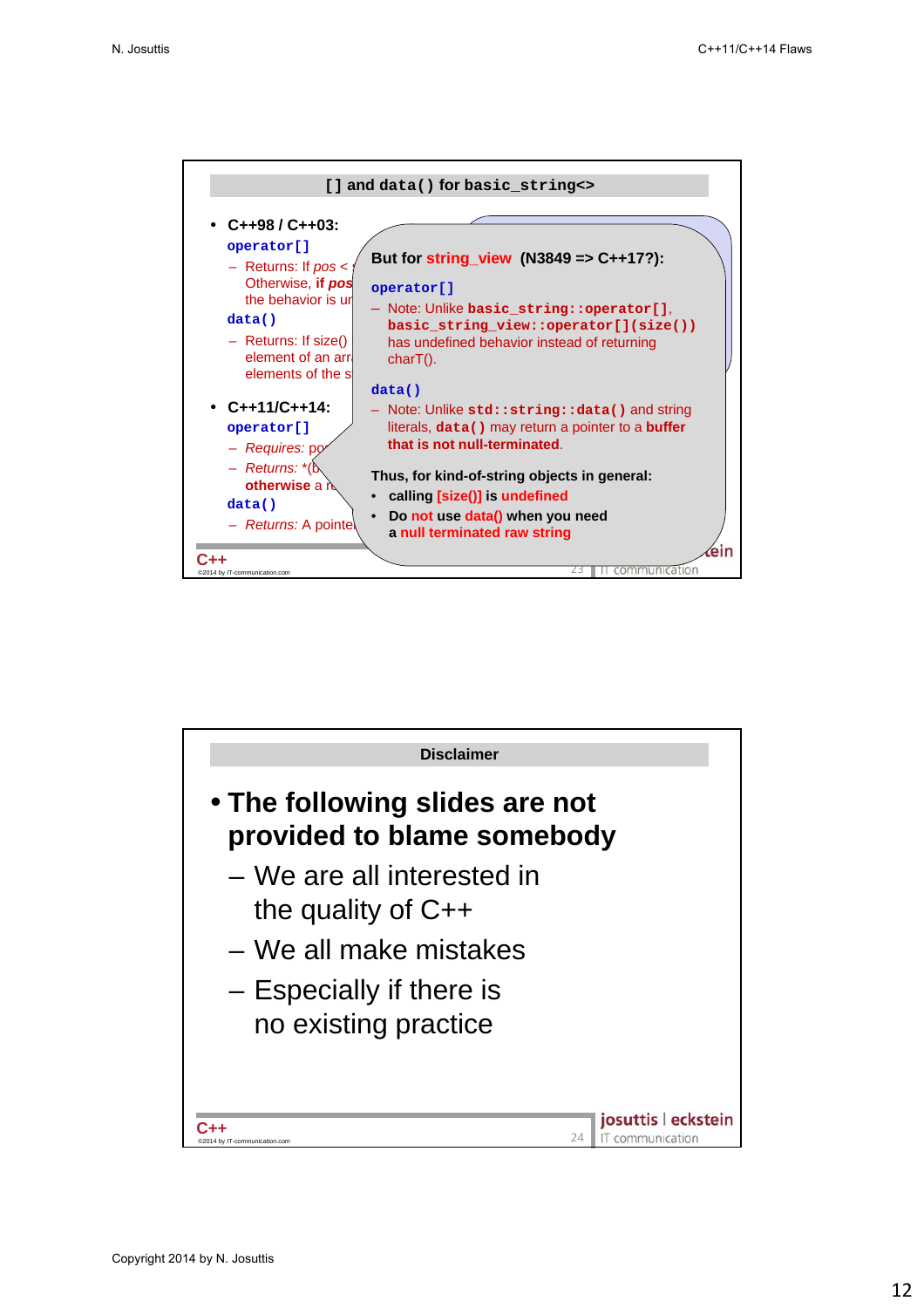## [] and data() for basic_string<>

- C++98 / C++03:

  `operator[]`
  - Returns: If *pos* < s
    Otherwise, **if *pos***
    the behavior is un
  
  `data()`
  - Returns: If size()
    element of an arr
    elements of the s

- C++11/C++14:

  `operator[]`
  - *Requires:* po
  - *Returns:* *(b
    **otherwise** a re
  
  `data()`
  - *Returns:* A pointe

**But for string_view (N3849 => C++17?):**

`operator[]`
- Note: Unlike **`basic_string::operator[]`**, **`basic_string_view::operator[](size())`** has undefined behavior instead of returning charT().

`data()`
- Note: Unlike **`std::string::data()`** and string literals, **`data()`** may return a pointer to a **buffer that is not null-terminated**.

**Thus, for kind-of-string objects in general:**
- **calling [size()] is undefined**
- **Do not use data() when you need a null terminated raw string**

C++
©2014 by IT-communication.com

josuttis | eckstein
IT communication

## Disclaimer

- **The following slides are not provided to blame somebody**
  - We are all interested in the quality of C++
  - We all make mistakes
  - Especially if there is no existing practice

C++
©2014 by IT-communication.com

josuttis | eckstein
IT communication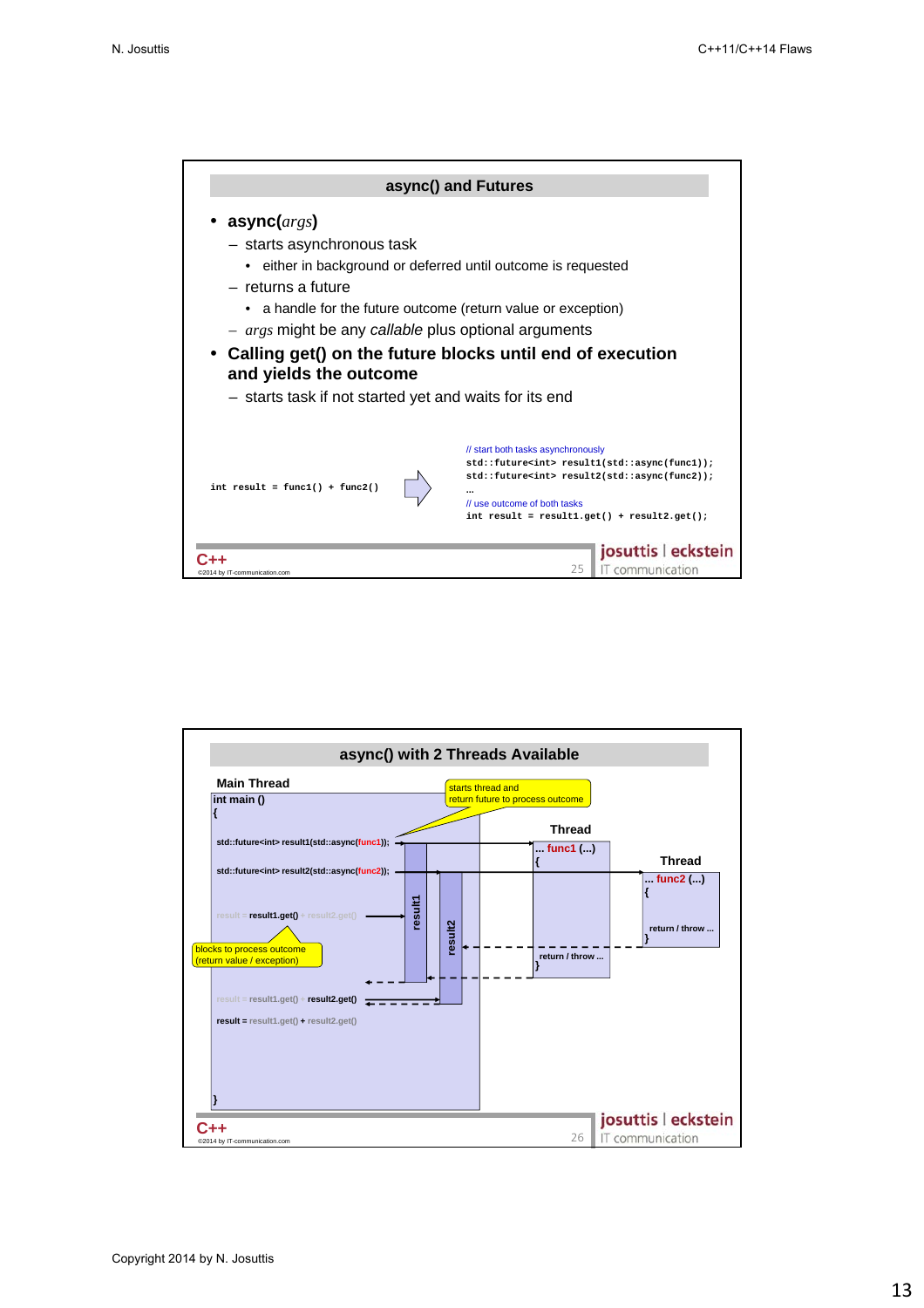## async() and Futures

- **async(*args*)**
  - starts asynchronous task
    - either in background or deferred until outcome is requested
  - returns a future
    - a handle for the future outcome (return value or exception)
  - *args* might be any *callable* plus optional arguments
- **Calling get() on the future blocks until end of execution and yields the outcome**
  - starts task if not started yet and waits for its end

```
int result = func1() + func2()
```

⇨

```
// start both tasks asynchronously
std::future<int> result1(std::async(func1));
std::future<int> result2(std::async(func2));
...
// use outcome of both tasks
int result = result1.get() + result2.get();
```

C++ ©2014 by IT-communication.com — josuttis | eckstein IT communication — 25

## async() with 2 Threads Available

**Main Thread**

```
int main ()
{
  std::future<int> result1(std::async(func1));
  std::future<int> result2(std::async(func2));

  result = result1.get() + result2.get()

  result = result1.get() + result2.get()
  result = result1.get() + result2.get()
}
```

- starts thread and return future to process outcome
- blocks to process outcome (return value / exception)

**Thread**

```
... func1 (...)
{
  return / throw ...
}
```

**Thread**

```
... func2 (...)
{
  return / throw ...
}
```

result1, result2

C++ ©2014 by IT-communication.com — josuttis | eckstein IT communication — 26

Copyright 2014 by N. Josuttis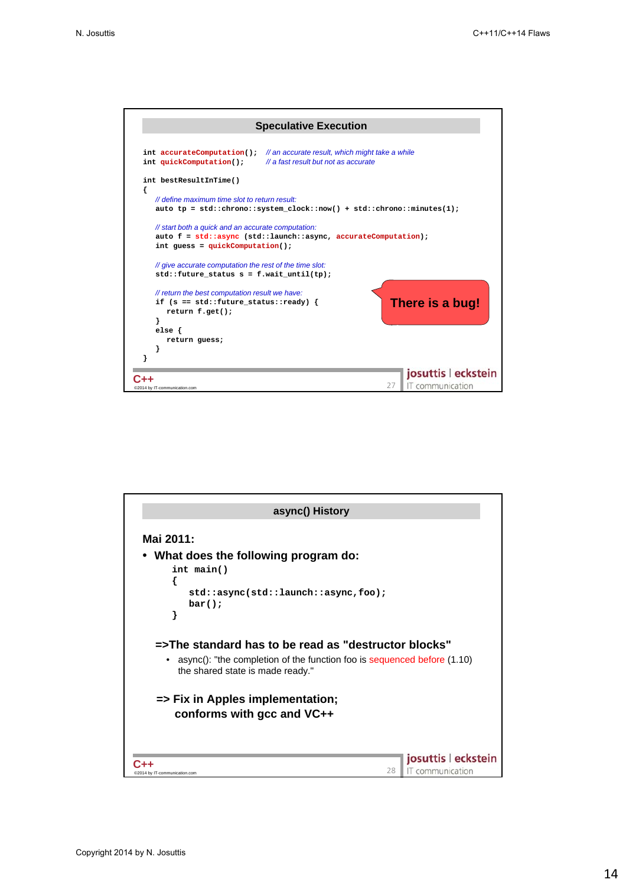## Speculative Execution

```
int accurateComputation();  // an accurate result, which might take a while
int quickComputation();     // a fast result but not as accurate

int bestResultInTime()
{
  // define maximum time slot to return result:
  auto tp = std::chrono::system_clock::now() + std::chrono::minutes(1);

  // start both a quick and an accurate computation:
  auto f = std::async (std::launch::async, accurateComputation);
  int guess = quickComputation();

  // give accurate computation the rest of the time slot:
  std::future_status s = f.wait_until(tp);

  // return the best computation result we have:
  if (s == std::future_status::ready) {
     return f.get();
  }
  else {
     return guess;
  }
}
```

**There is a bug!**

## async() History

**Mai 2011:**

- **What does the following program do:**

```
int main()
{
    std::async(std::launch::async,foo);
    bar();
}
```

**=>The standard has to be read as "destructor blocks"**

- async(): "the completion of the function foo is sequenced before (1.10) the shared state is made ready."

**=> Fix in Apples implementation; conforms with gcc and VC++**

Copyright 2014 by N. Josuttis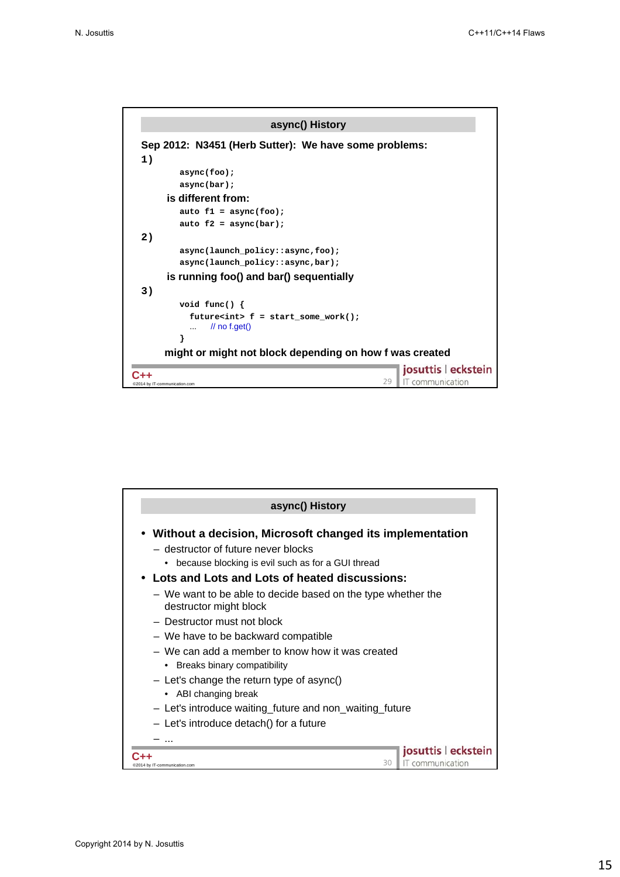## async() History

**Sep 2012: N3451 (Herb Sutter): We have some problems:**

**1)**

```
async(foo);
async(bar);
```

**is different from:**

```
auto f1 = async(foo);
auto f2 = async(bar);
```

**2)**

```
async(launch_policy::async,foo);
async(launch_policy::async,bar);
```

**is running foo() and bar() sequentially**

**3)**

```
void func() {
  future<int> f = start_some_work();
  ...    // no f.get()
}
```

**might or might not block depending on how f was created**

## async() History

- **Without a decision, Microsoft changed its implementation**
  - destructor of future never blocks
    - because blocking is evil such as for a GUI thread
- **Lots and Lots and Lots of heated discussions:**
  - We want to be able to decide based on the type whether the destructor might block
  - Destructor must not block
  - We have to be backward compatible
  - We can add a member to know how it was created
    - Breaks binary compatibility
  - Let's change the return type of async()
    - ABI changing break
  - Let's introduce waiting_future and non_waiting_future
  - Let's introduce detach() for a future
  - ...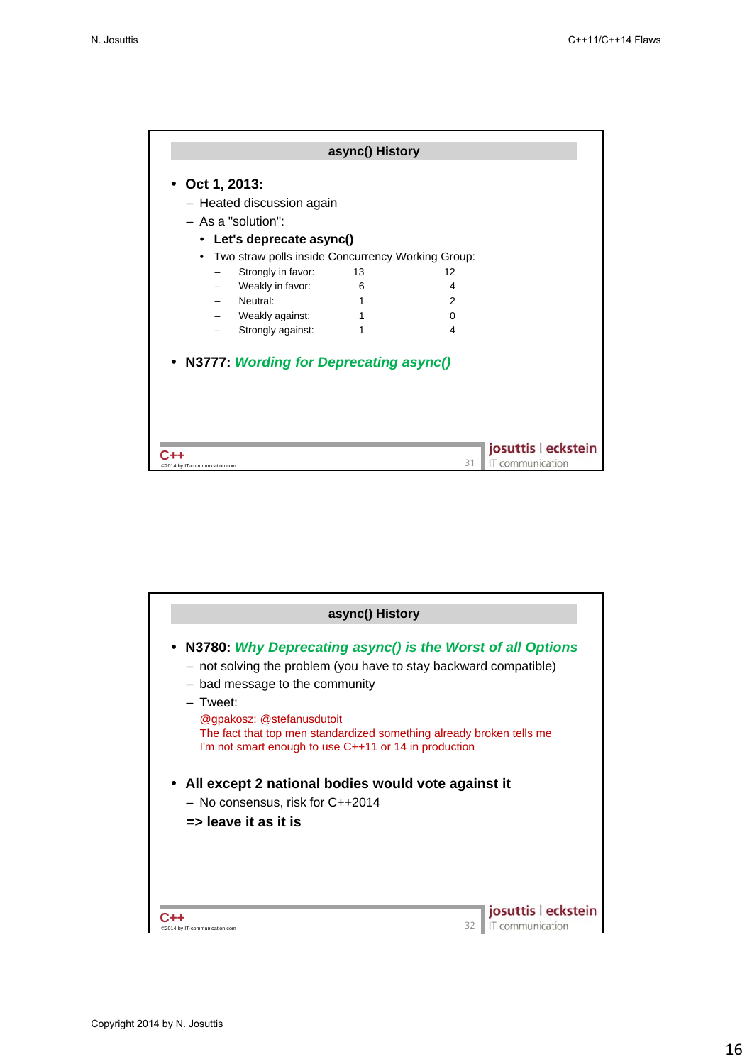## async() History

- **Oct 1, 2013:**
  - Heated discussion again
  - As a "solution":
    - **Let's deprecate async()**
    - Two straw polls inside Concurrency Working Group:

| | | |
|---|---|---|
| Strongly in favor: | 13 | 12 |
| Weakly in favor: | 6 | 4 |
| Neutral: | 1 | 2 |
| Weakly against: | 1 | 0 |
| Strongly against: | 1 | 4 |

- **N3777:** ***Wording for Deprecating async()***

## async() History

- **N3780:** ***Why Deprecating async() is the Worst of all Options***
  - not solving the problem (you have to stay backward compatible)
  - bad message to the community
  - Tweet:

    @gpakosz: @stefanusdutoit
    The fact that top men standardized something already broken tells me
    I'm not smart enough to use C++11 or 14 in production

- **All except 2 national bodies would vote against it**
  - No consensus, risk for C++2014

  **=> leave it as it is**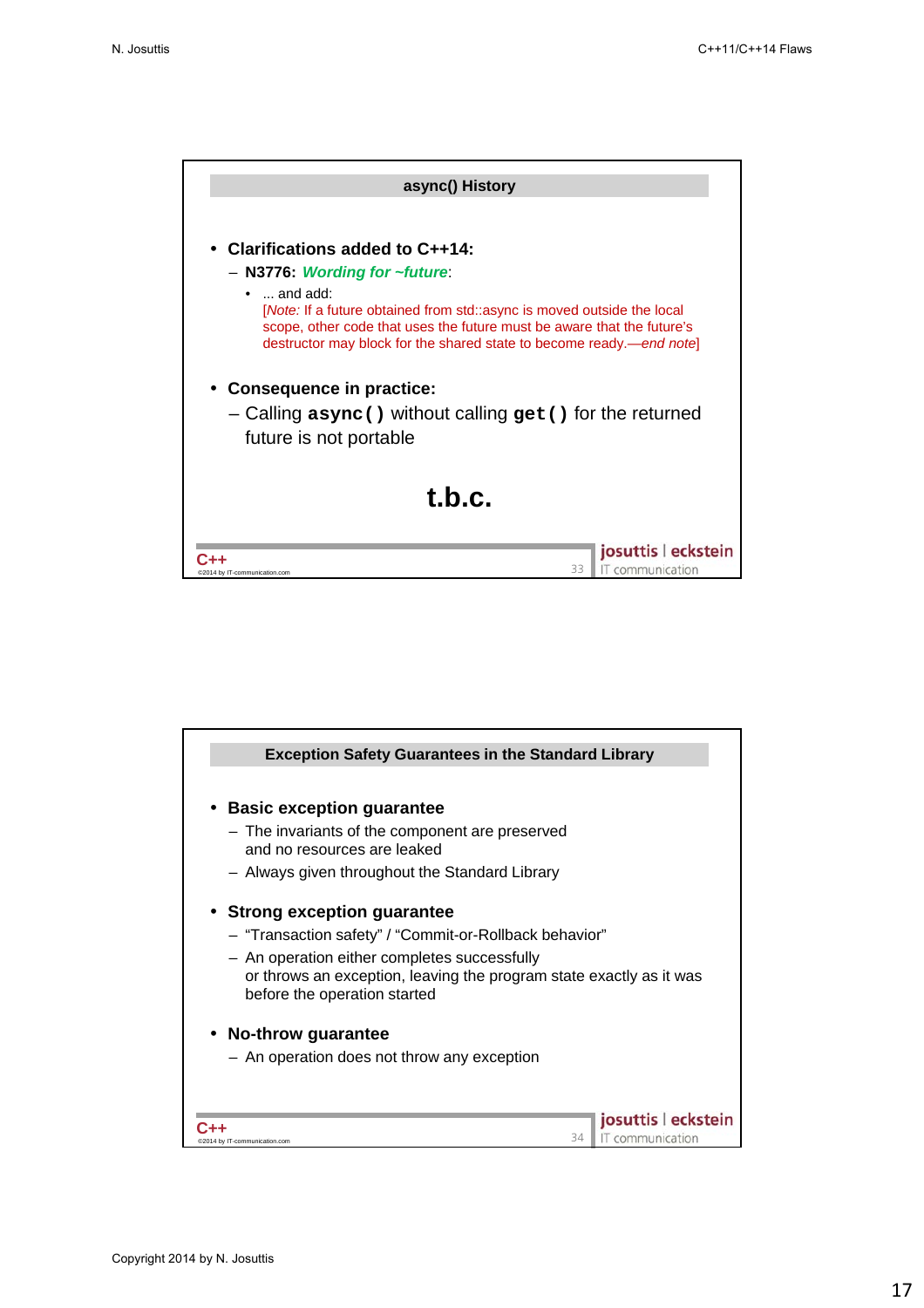## async() History

- **Clarifications added to C++14:**
  - **N3776:** ***Wording for ~future***:
    - ... and add:
      [*Note:* If a future obtained from std::async is moved outside the local scope, other code that uses the future must be aware that the future's destructor may block for the shared state to become ready.—*end note*]

- **Consequence in practice:**
  - Calling **`async()`** without calling **`get()`** for the returned future is not portable

**t.b.c.**

## Exception Safety Guarantees in the Standard Library

- **Basic exception guarantee**
  - The invariants of the component are preserved and no resources are leaked
  - Always given throughout the Standard Library

- **Strong exception guarantee**
  - "Transaction safety" / "Commit-or-Rollback behavior"
  - An operation either completes successfully or throws an exception, leaving the program state exactly as it was before the operation started

- **No-throw guarantee**
  - An operation does not throw any exception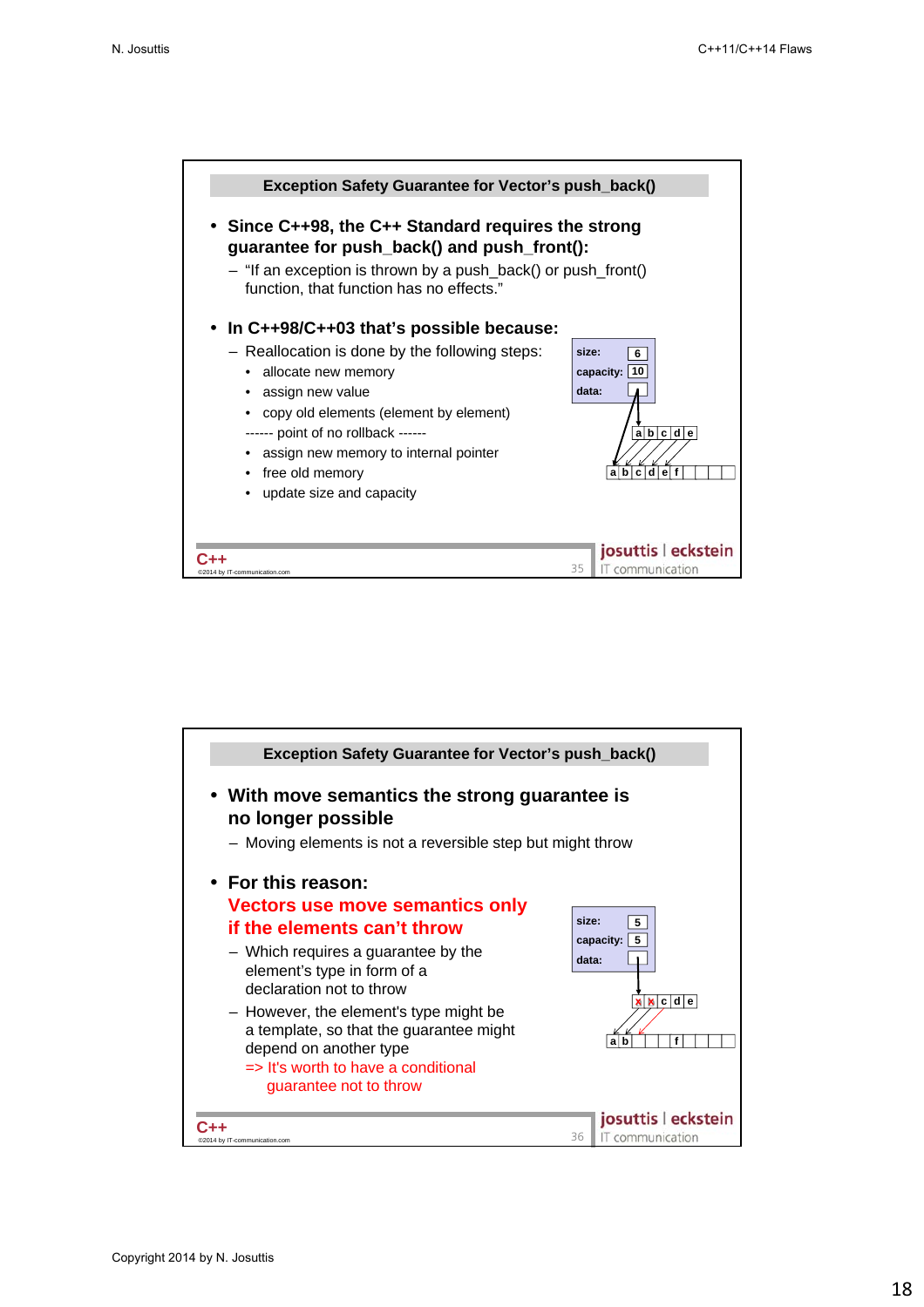## Exception Safety Guarantee for Vector's push_back()

- **Since C++98, the C++ Standard requires the strong guarantee for push_back() and push_front():**
  - "If an exception is thrown by a push_back() or push_front() function, that function has no effects."

- **In C++98/C++03 that's possible because:**
  - Reallocation is done by the following steps:
    - allocate new memory
    - assign new value
    - copy old elements (element by element)
    
    ------ point of no rollback ------
    - assign new memory to internal pointer
    - free old memory
    - update size and capacity

size: 6
capacity: 10
data:

a b c d e

a b c d e f

C++
©2014 by IT-communication.com

josuttis | eckstein
IT communication

---

## Exception Safety Guarantee for Vector's push_back()

- **With move semantics the strong guarantee is no longer possible**
  - Moving elements is not a reversible step but might throw

- **For this reason:**
  **Vectors use move semantics only if the elements can't throw**
  - Which requires a guarantee by the element's type in form of a declaration not to throw
  - However, the element's type might be a template, so that the guarantee might depend on another type
    
    => It's worth to have a conditional guarantee not to throw

size: 5
capacity: 5
data:

a b c d e

a b f

C++
©2014 by IT-communication.com

josuttis | eckstein
IT communication

Copyright 2014 by N. Josuttis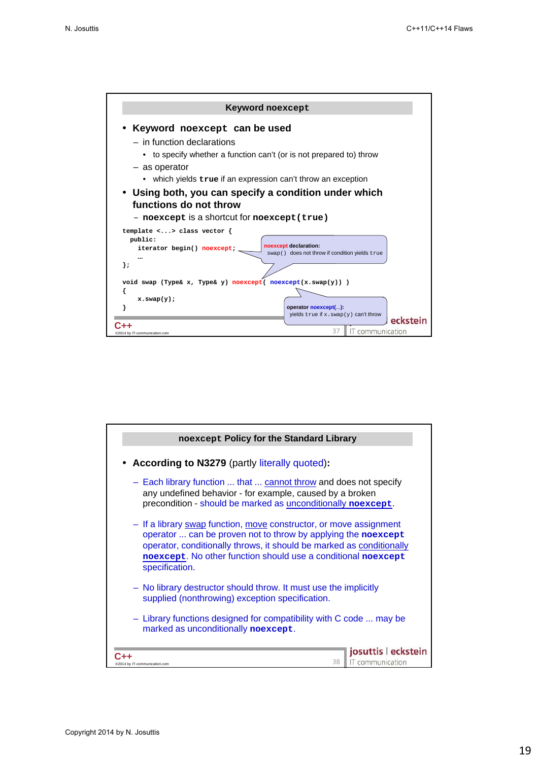## Keyword noexcept

- **Keyword `noexcept` can be used**
  - in function declarations
    - to specify whether a function can't (or is not prepared to) throw
  - as operator
    - which yields **`true`** if an expression can't throw an exception
- **Using both, you can specify a condition under which functions do not throw**
  - **`noexcept`** is a shortcut for **`noexcept(true)`**

```
template <...> class vector {
  public:
    iterator begin() noexcept;
    …
};

void swap (Type& x, Type& y) noexcept( noexcept(x.swap(y)) )
{
    x.swap(y);
}
```

**noexcept declaration:** `swap()` does not throw if condition yields `true`

**operator noexcept(...):** yields `true` if `x.swap(y)` can't throw

## noexcept Policy for the Standard Library

- **According to N3279** (partly literally quoted)**:**
  - Each library function ... that ... cannot throw and does not specify any undefined behavior - for example, caused by a broken precondition - should be marked as unconditionally **`noexcept`**.
  - If a library swap function, move constructor, or move assignment operator ... can be proven not to throw by applying the **`noexcept`** operator, conditionally throws, it should be marked as conditionally **`noexcept`**. No other function should use a conditional **`noexcept`** specification.
  - No library destructor should throw. It must use the implicitly supplied (nonthrowing) exception specification.
  - Library functions designed for compatibility with C code ... may be marked as unconditionally **`noexcept`**.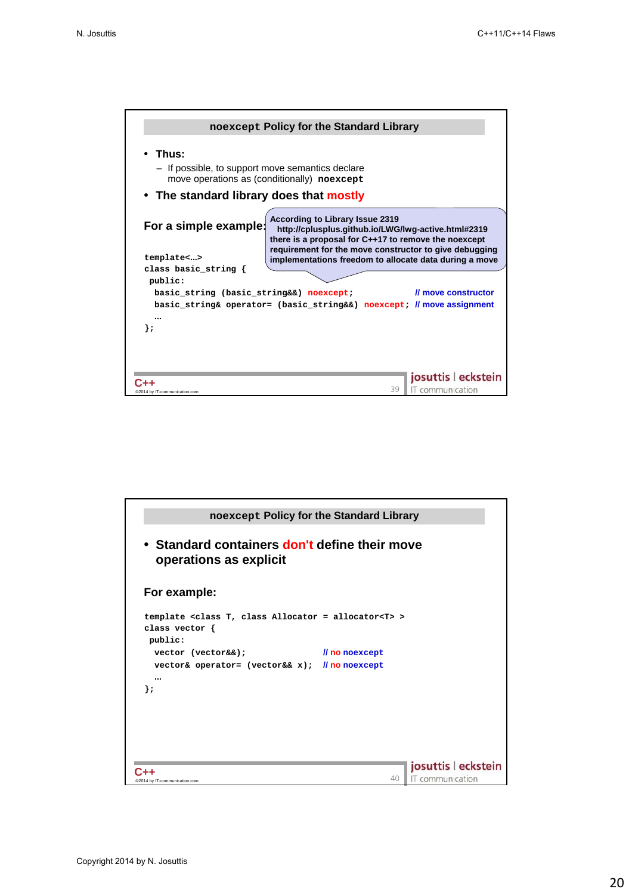## noexcept Policy for the Standard Library

- **Thus:**
  - If possible, to support move semantics declare move operations as (conditionally) `noexcept`
- **The standard library does that mostly**

**For a simple example:**

> According to Library Issue 2319
> http://cplusplus.github.io/LWG/lwg-active.html#2319
> there is a proposal for C++17 to remove the noexcept requirement for the move constructor to give debugging implementations freedom to allocate data during a move

```
template<…>
class basic_string {
 public:
  basic_string (basic_string&&) noexcept;             // move constructor
  basic_string& operator= (basic_string&&) noexcept;  // move assignment
  …
};
```

## noexcept Policy for the Standard Library

- **Standard containers don't define their move operations as explicit**

**For example:**

```
template <class T, class Allocator = allocator<T> >
class vector {
 public:
  vector (vector&&);                    // no noexcept
  vector& operator= (vector&& x);       // no noexcept
  …
};
```

Copyright 2014 by N. Josuttis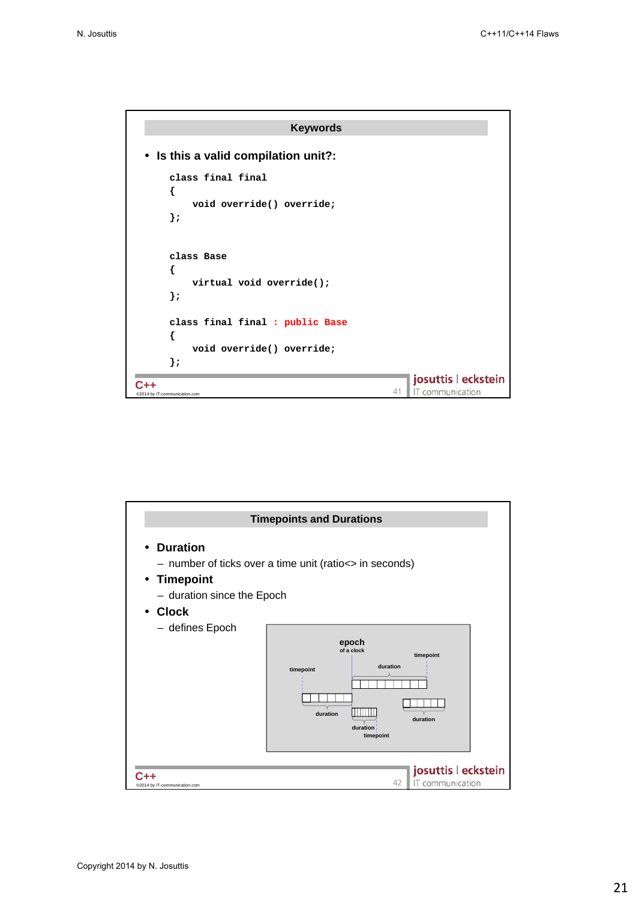## Keywords

- **Is this a valid compilation unit?:**

```
class final final
{
    void override() override;
};


class Base
{
    virtual void override();
};

class final final : public Base
{
    void override() override;
};
```

## Timepoints and Durations

- **Duration**
  - number of ticks over a time unit (ratio<> in seconds)
- **Timepoint**
  - duration since the Epoch
- **Clock**
  - defines Epoch

Copyright 2014 by N. Josuttis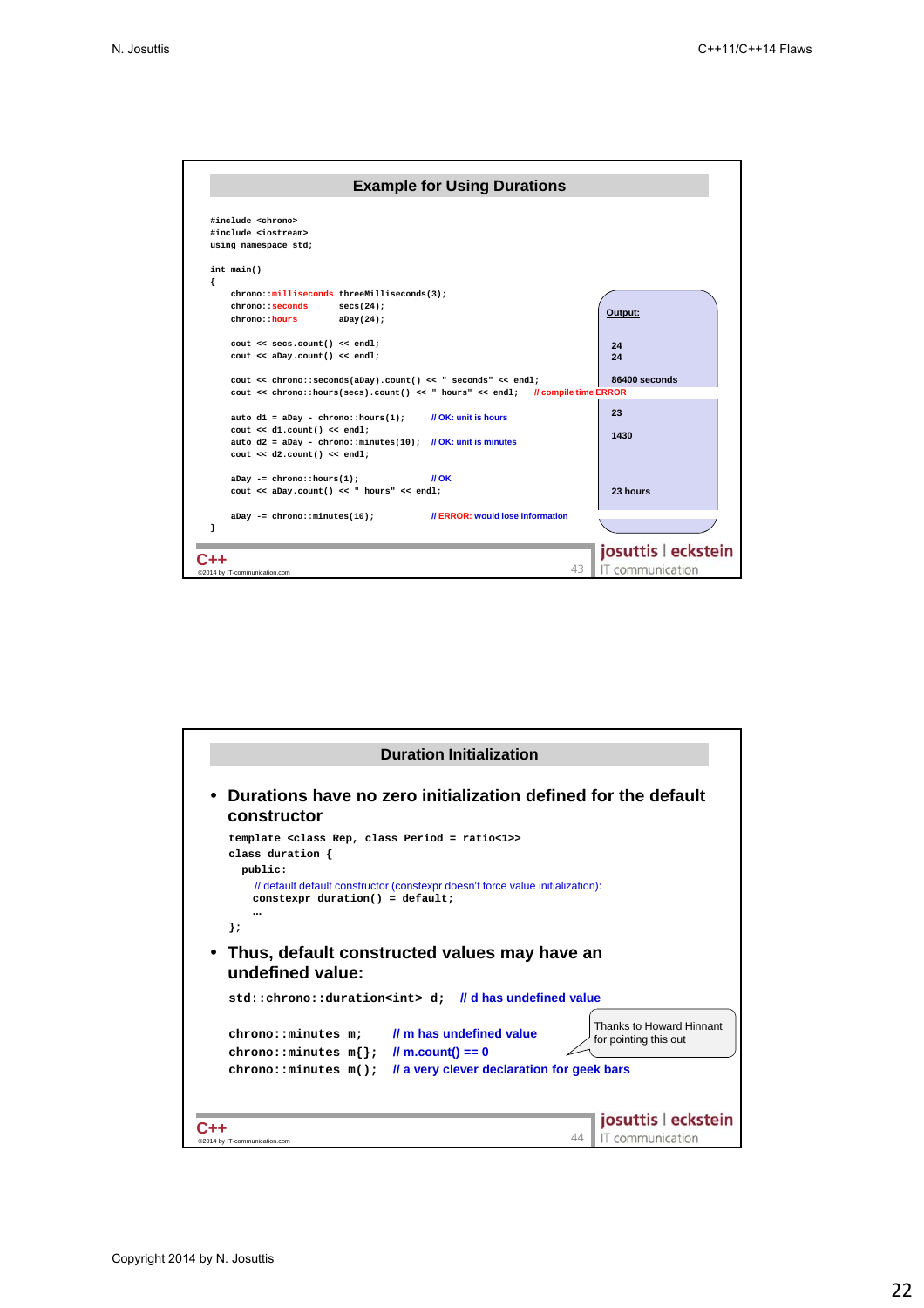## Example for Using Durations

```
#include <chrono>
#include <iostream>
using namespace std;

int main()
{
    chrono::milliseconds threeMilliseconds(3);
    chrono::seconds      secs(24);
    chrono::hours        aDay(24);

    cout << secs.count() << endl;
    cout << aDay.count() << endl;

    cout << chrono::seconds(aDay).count() << " seconds" << endl;
    cout << chrono::hours(secs).count() << " hours" << endl;     // compile time ERROR

    auto d1 = aDay - chrono::hours(1);       // OK: unit is hours
    cout << d1.count() << endl;
    auto d2 = aDay - chrono::minutes(10);    // OK: unit is minutes
    cout << d2.count() << endl;

    aDay -= chrono::hours(1);                // OK
    cout << aDay.count() << " hours" << endl;

    aDay -= chrono::minutes(10);             // ERROR: would lose information
}
```

**Output:**

```
24
24

86400 seconds

23

1430

23 hours
```

C++ ©2014 by IT-communication.com — 43 — josuttis | eckstein IT communication

## Duration Initialization

- **Durations have no zero initialization defined for the default constructor**

```
template <class Rep, class Period = ratio<1>>
class duration {
  public:
    // default default constructor (constexpr doesn't force value initialization):
    constexpr duration() = default;
    …
};
```

- **Thus, default constructed values may have an undefined value:**

```
std::chrono::duration<int> d;   // d has undefined value

chrono::minutes m;     // m has undefined value
chrono::minutes m{};   // m.count() == 0
chrono::minutes m();   // a very clever declaration for geek bars
```

Thanks to Howard Hinnant for pointing this out

C++ ©2014 by IT-communication.com — 44 — josuttis | eckstein IT communication

Copyright 2014 by N. Josuttis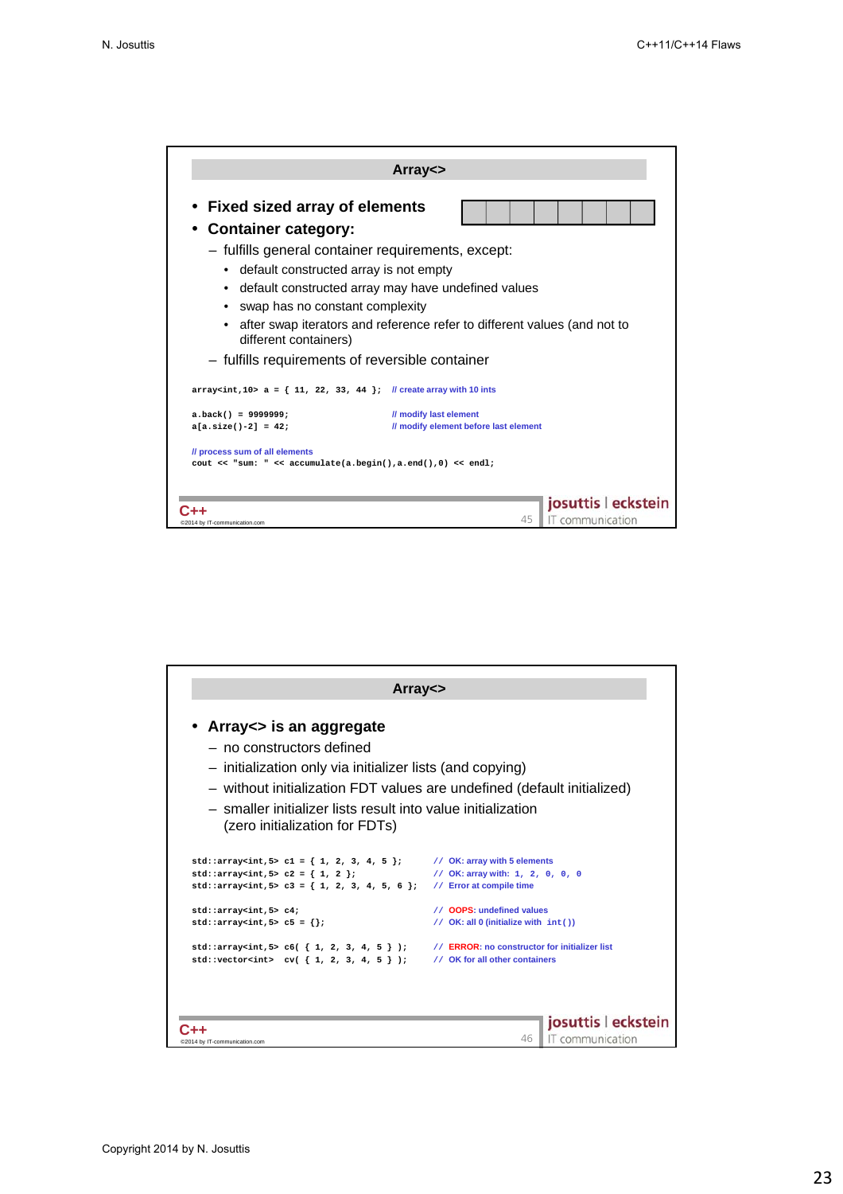## Array<>

- **Fixed sized array of elements**
- **Container category:**
  - fulfills general container requirements, except:
    - default constructed array is not empty
    - default constructed array may have undefined values
    - swap has no constant complexity
    - after swap iterators and reference refer to different values (and not to different containers)
  - fulfills requirements of reversible container

```
array<int,10> a = { 11, 22, 33, 44 };   // create array with 10 ints

a.back() = 9999999;                     // modify last element
a[a.size()-2] = 42;                     // modify element before last element

// process sum of all elements
cout << "sum: " << accumulate(a.begin(),a.end(),0) << endl;
```

## Array<>

- **Array<> is an aggregate**
  - no constructors defined
  - initialization only via initializer lists (and copying)
  - without initialization FDT values are undefined (default initialized)
  - smaller initializer lists result into value initialization (zero initialization for FDTs)

```
std::array<int,5> c1 = { 1, 2, 3, 4, 5 };       // OK: array with 5 elements
std::array<int,5> c2 = { 1, 2 };                // OK: array with: 1, 2, 0, 0, 0
std::array<int,5> c3 = { 1, 2, 3, 4, 5, 6 };    // Error at compile time

std::array<int,5> c4;                           // OOPS: undefined values
std::array<int,5> c5 = {};                      // OK: all 0 (initialize with int())

std::array<int,5> c6( { 1, 2, 3, 4, 5 } );      // ERROR: no constructor for initializer list
std::vector<int>  cv( { 1, 2, 3, 4, 5 } );      // OK for all other containers
```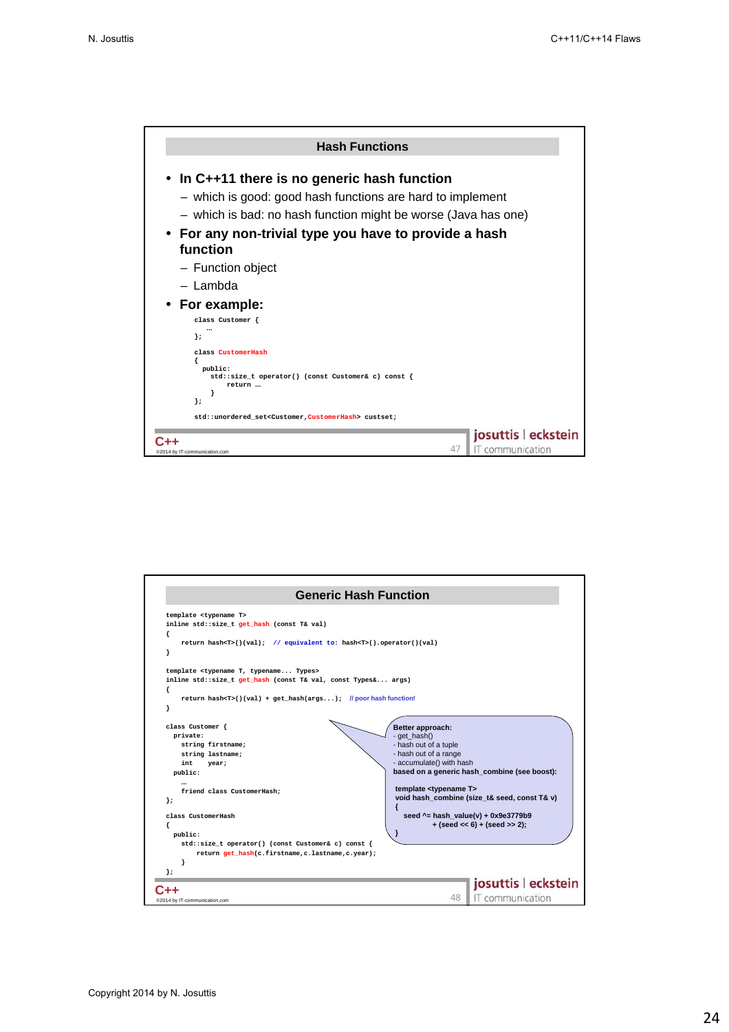## Hash Functions

- **In C++11 there is no generic hash function**
  - which is good: good hash functions are hard to implement
  - which is bad: no hash function might be worse (Java has one)
- **For any non-trivial type you have to provide a hash function**
  - Function object
  - Lambda
- **For example:**

```
class Customer {
   …
};

class CustomerHash
{
  public:
    std::size_t operator() (const Customer& c) const {
        return …
    }
};

std::unordered_set<Customer,CustomerHash> custset;
```

## Generic Hash Function

```
template <typename T>
inline std::size_t get_hash (const T& val)
{
    return hash<T>()(val);  // equivalent to: hash<T>().operator()(val)
}

template <typename T, typename... Types>
inline std::size_t get_hash (const T& val, const Types&... args)
{
    return hash<T>()(val) + get_hash(args...);  // poor hash function!
}

class Customer {
  private:
    string firstname;
    string lastname;
    int    year;
  public:
    …
    friend class CustomerHash;
};

class CustomerHash
{
  public:
    std::size_t operator() (const Customer& c) const {
        return get_hash(c.firstname,c.lastname,c.year);
    }
};
```

**Better approach:**
- get_hash()
- hash out of a tuple
- hash out of a range
- accumulate() with hash

**based on a generic hash_combine (see boost):**

```
template <typename T>
void hash_combine (size_t& seed, const T& v)
{
    seed ^= hash_value(v) + 0x9e3779b9
            + (seed << 6) + (seed >> 2);
}
```

Copyright 2014 by N. Josuttis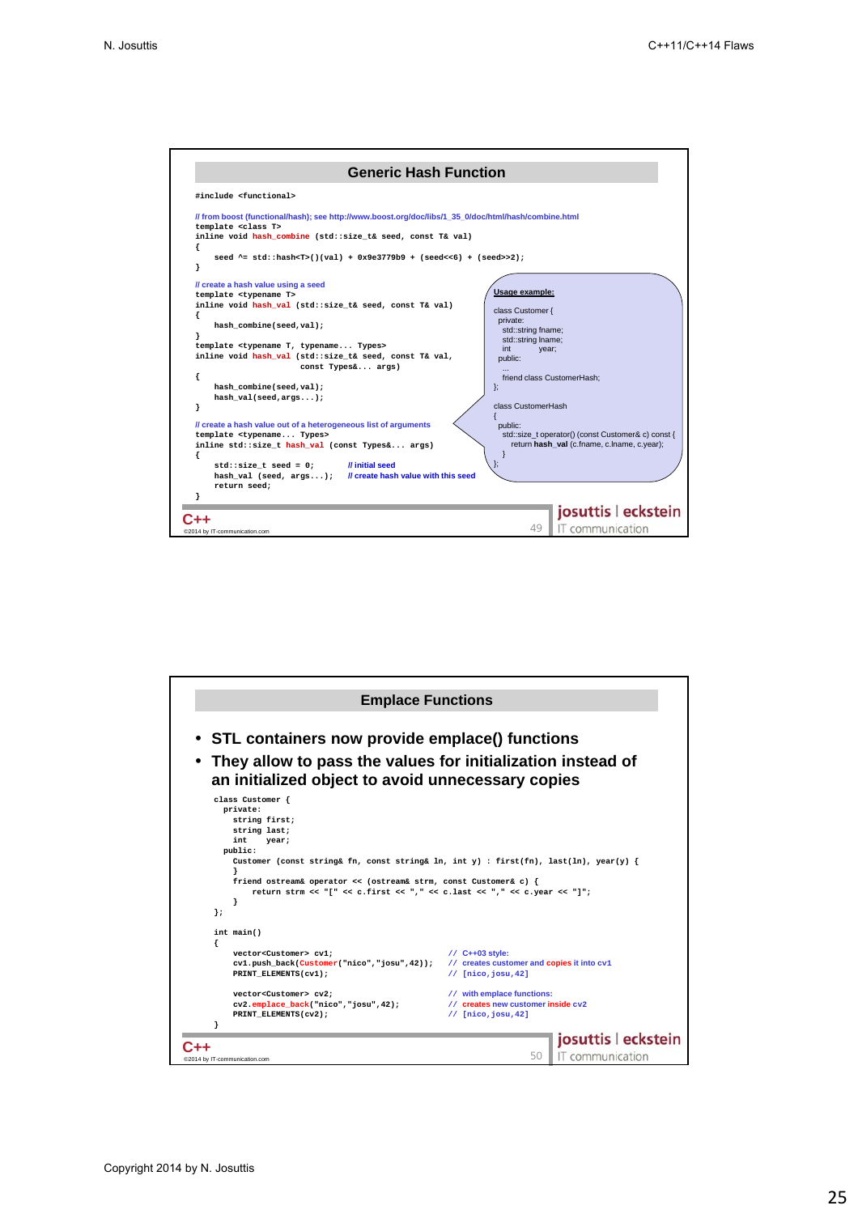## Generic Hash Function

```cpp
#include <functional>

// from boost (functional/hash); see http://www.boost.org/doc/libs/1_35_0/doc/html/hash/combine.html
template <class T>
inline void hash_combine (std::size_t& seed, const T& val)
{
    seed ^= std::hash<T>()(val) + 0x9e3779b9 + (seed<<6) + (seed>>2);
}

// create a hash value using a seed
template <typename T>
inline void hash_val (std::size_t& seed, const T& val)
{
    hash_combine(seed,val);
}
template <typename T, typename... Types>
inline void hash_val (std::size_t& seed, const T& val,
                      const Types&... args)
{
    hash_combine(seed,val);
    hash_val(seed,args...);
}

// create a hash value out of a heterogeneous list of arguments
template <typename... Types>
inline std::size_t hash_val (const Types&... args)
{
    std::size_t seed = 0;        // initial seed
    hash_val (seed, args...);    // create hash value with this seed
    return seed;
}
```

**Usage example:**

```cpp
class Customer {
  private:
    std::string fname;
    std::string lname;
    int         year;
  public:
    ...
    friend class CustomerHash;
};

class CustomerHash
{
  public:
    std::size_t operator() (const Customer& c) const {
        return hash_val (c.fname, c.lname, c.year);
    }
};
```

## Emplace Functions

- STL containers now provide emplace() functions
- They allow to pass the values for initialization instead of an initialized object to avoid unnecessary copies

```cpp
class Customer {
  private:
    string first;
    string last;
    int    year;
  public:
    Customer (const string& fn, const string& ln, int y) : first(fn), last(ln), year(y) {
    }
    friend ostream& operator << (ostream& strm, const Customer& c) {
        return strm << "[" << c.first << "," << c.last << "," << c.year << "]";
    }
};

int main()
{
    vector<Customer> cv1;                          // C++03 style:
    cv1.push_back(Customer("nico","josu",42));     // creates customer and copies it into cv1
    PRINT_ELEMENTS(cv1);                           // [nico,josu,42]

    vector<Customer> cv2;                          // with emplace functions:
    cv2.emplace_back("nico","josu",42);            // creates new customer inside cv2
    PRINT_ELEMENTS(cv2);                           // [nico,josu,42]
}
```

Copyright 2014 by N. Josuttis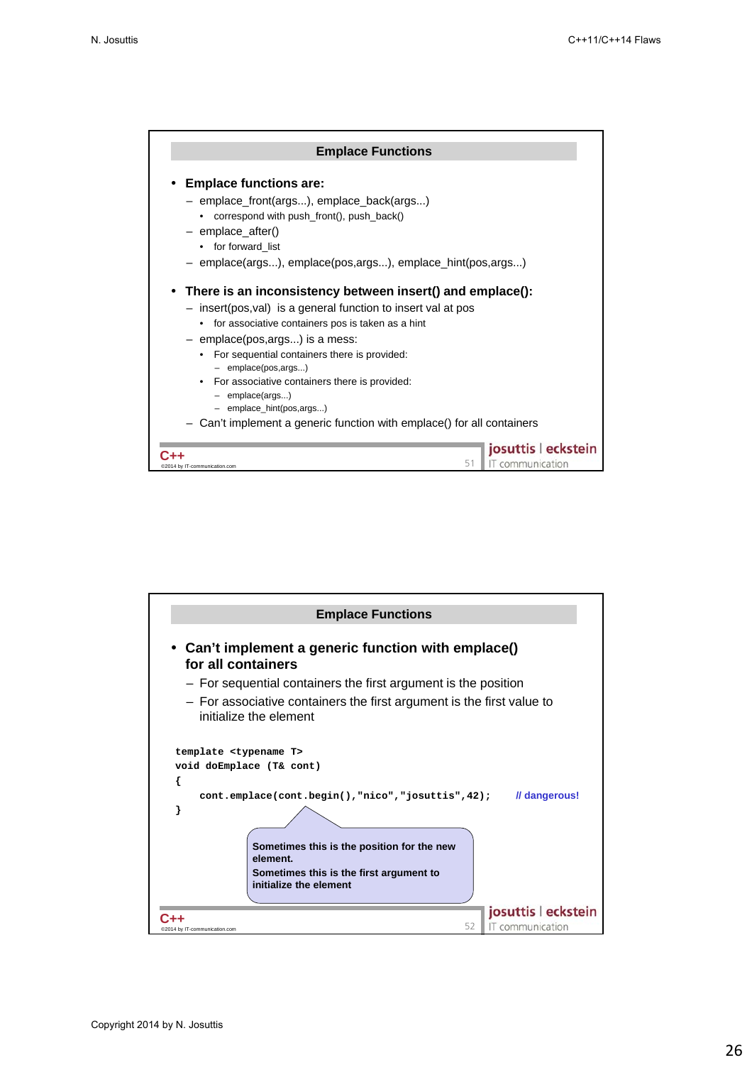## Emplace Functions

- **Emplace functions are:**
  - emplace_front(args...), emplace_back(args...)
    - correspond with push_front(), push_back()
  - emplace_after()
    - for forward_list
  - emplace(args...), emplace(pos,args...), emplace_hint(pos,args...)
- **There is an inconsistency between insert() and emplace():**
  - insert(pos,val) is a general function to insert val at pos
    - for associative containers pos is taken as a hint
  - emplace(pos,args...) is a mess:
    - For sequential containers there is provided:
      - emplace(pos,args...)
    - For associative containers there is provided:
      - emplace(args...)
      - emplace_hint(pos,args...)
  - Can't implement a generic function with emplace() for all containers

## Emplace Functions

- **Can't implement a generic function with emplace() for all containers**
  - For sequential containers the first argument is the position
  - For associative containers the first argument is the first value to initialize the element

```
template <typename T>
void doEmplace (T& cont)
{
    cont.emplace(cont.begin(),"nico","josuttis",42);    // dangerous!
}
```

**Sometimes this is the position for the new element.**
**Sometimes this is the first argument to initialize the element**

Copyright 2014 by N. Josuttis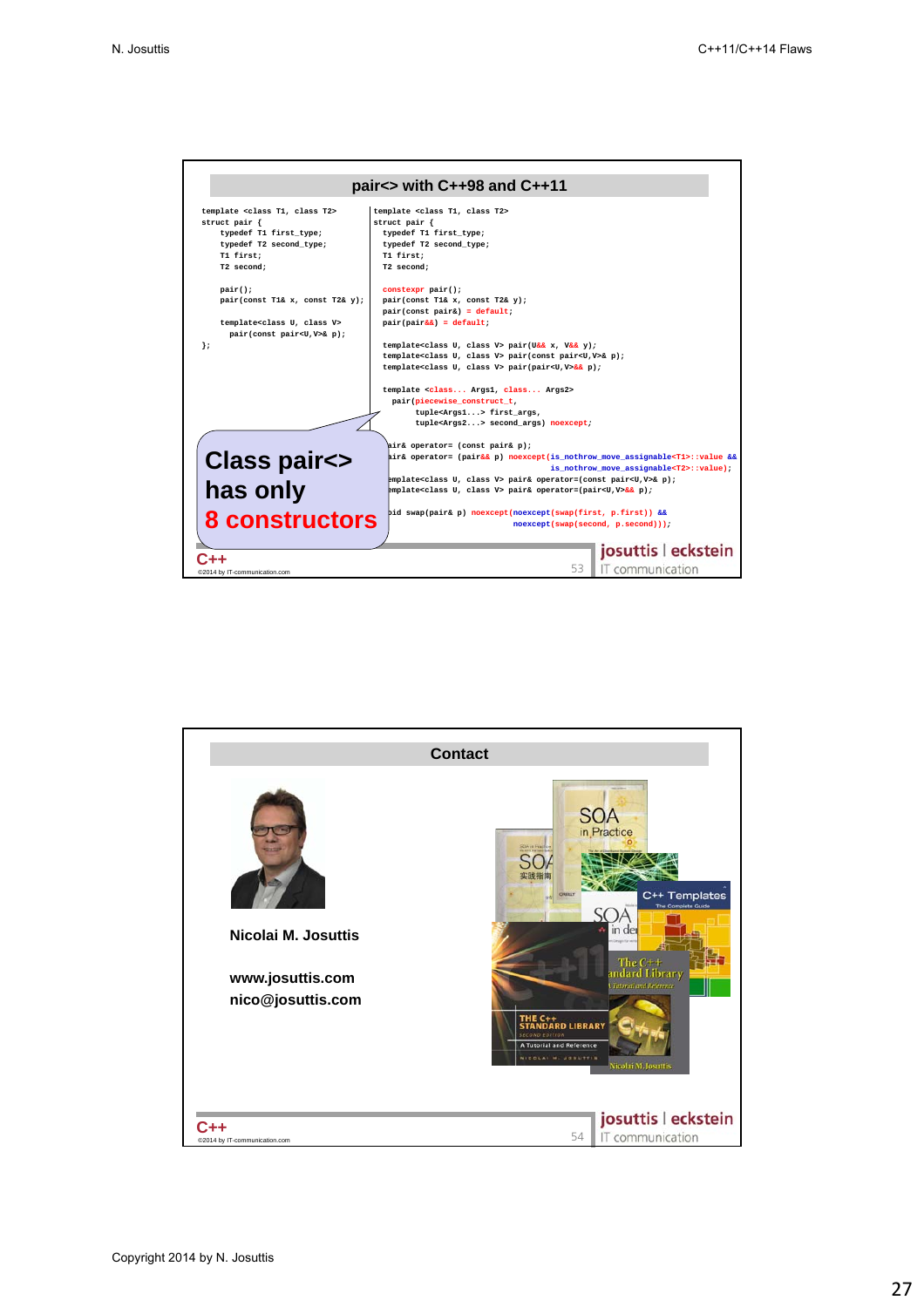## pair<> with C++98 and C++11

```
template <class T1, class T2>
struct pair {
    typedef T1 first_type;
    typedef T2 second_type;
    T1 first;
    T2 second;

    pair();
    pair(const T1& x, const T2& y);

    template<class U, class V>
      pair(const pair<U,V>& p);
};
```

```
template <class T1, class T2>
struct pair {
  typedef T1 first_type;
  typedef T2 second_type;
  T1 first;
  T2 second;

  constexpr pair();
  pair(const T1& x, const T2& y);
  pair(const pair&) = default;
  pair(pair&&) = default;

  template<class U, class V> pair(U&& x, V&& y);
  template<class U, class V> pair(const pair<U,V>& p);
  template<class U, class V> pair(pair<U,V>&& p);

  template <class... Args1, class... Args2>
    pair(piecewise_construct_t,
         tuple<Args1...> first_args,
         tuple<Args2...> second_args) noexcept;

  pair& operator= (const pair& p);
  pair& operator= (pair&& p) noexcept(is_nothrow_move_assignable<T1>::value &&
                                       is_nothrow_move_assignable<T2>::value);
  template<class U, class V> pair& operator=(const pair<U,V>& p);
  template<class U, class V> pair& operator=(pair<U,V>&& p);

  void swap(pair& p) noexcept(noexcept(swap(first, p.first)) &&
                              noexcept(swap(second, p.second)));
```

**Class pair<> has only 8 constructors**

## Contact

**Nicolai M. Josuttis**

**www.josuttis.com**
**nico@josuttis.com**

Copyright 2014 by N. Josuttis